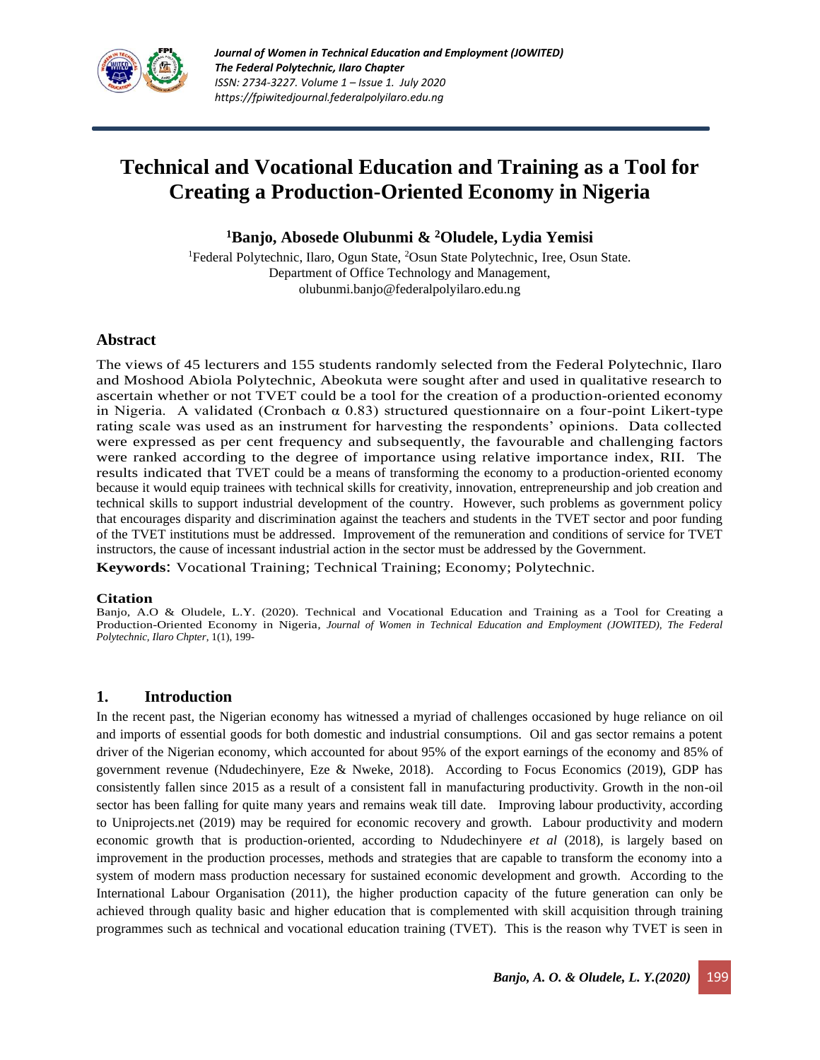# Technical and Vocational Education and Training as a Tool for Creating a Production-Oriented Economy in Nigeria

**[1]Banjo, Abosede Olubunmi & [2]Oludele, Lydia Yemisi**

[1]Federal Polytechnic, Ilaro, Ogun State, [2]Osun State Polytechnic, Iree, Osun State.
Department of Office Technology and Management,
olubunmi.banjo@federalpolyilaro.edu.ng

## Abstract

The views of 45 lecturers and 155 students randomly selected from the Federal Polytechnic, Ilaro and Moshood Abiola Polytechnic, Abeokuta were sought after and used in qualitative research to ascertain whether or not TVET could be a tool for the creation of a production-oriented economy in Nigeria. A validated (Cronbach α 0.83) structured questionnaire on a four-point Likert-type rating scale was used as an instrument for harvesting the respondents' opinions. Data collected were expressed as per cent frequency and subsequently, the favourable and challenging factors were ranked according to the degree of importance using relative importance index, RII. The results indicated that TVET could be a means of transforming the economy to a production-oriented economy because it would equip trainees with technical skills for creativity, innovation, entrepreneurship and job creation and technical skills to support industrial development of the country. However, such problems as government policy that encourages disparity and discrimination against the teachers and students in the TVET sector and poor funding of the TVET institutions must be addressed. Improvement of the remuneration and conditions of service for TVET instructors, the cause of incessant industrial action in the sector must be addressed by the Government.

**Keywords**: Vocational Training; Technical Training; Economy; Polytechnic.

**Citation**
Banjo, A.O & Oludele, L.Y. (2020). Technical and Vocational Education and Training as a Tool for Creating a Production-Oriented Economy in Nigeria, *Journal of Women in Technical Education and Employment (JOWITED), The Federal Polytechnic, Ilaro Chpter*, 1(1), 199-

## 1. Introduction

In the recent past, the Nigerian economy has witnessed a myriad of challenges occasioned by huge reliance on oil and imports of essential goods for both domestic and industrial consumptions. Oil and gas sector remains a potent driver of the Nigerian economy, which accounted for about 95% of the export earnings of the economy and 85% of government revenue (Ndudechinyere, Eze & Nweke, 2018). According to Focus Economics (2019), GDP has consistently fallen since 2015 as a result of a consistent fall in manufacturing productivity. Growth in the non-oil sector has been falling for quite many years and remains weak till date. Improving labour productivity, according to Uniprojects.net (2019) may be required for economic recovery and growth. Labour productivity and modern economic growth that is production-oriented, according to Ndudechinyere *et al* (2018), is largely based on improvement in the production processes, methods and strategies that are capable to transform the economy into a system of modern mass production necessary for sustained economic development and growth. According to the International Labour Organisation (2011), the higher production capacity of the future generation can only be achieved through quality basic and higher education that is complemented with skill acquisition through training programmes such as technical and vocational education training (TVET). This is the reason why TVET is seen in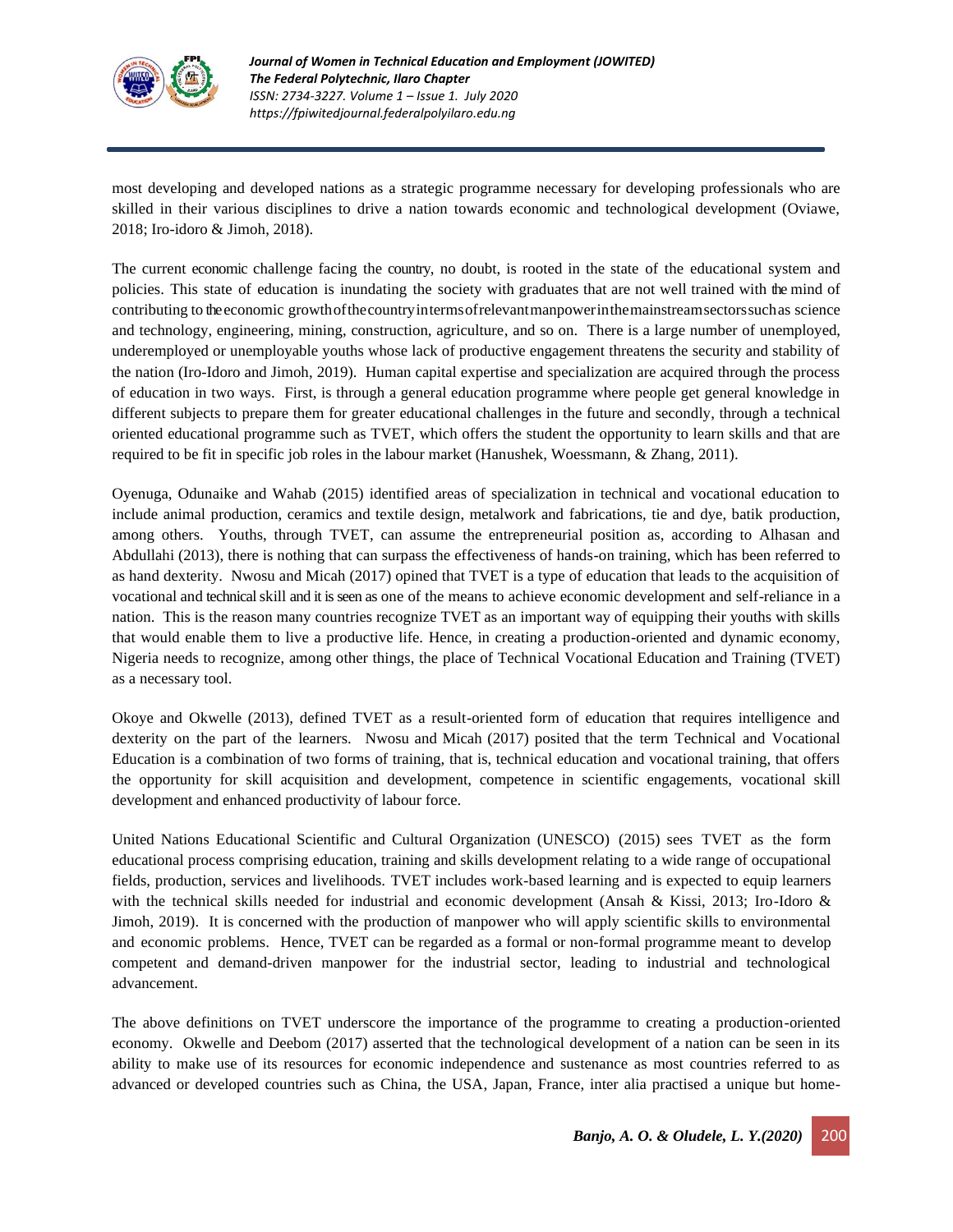most developing and developed nations as a strategic programme necessary for developing professionals who are skilled in their various disciplines to drive a nation towards economic and technological development (Oviawe, 2018; Iro-idoro & Jimoh, 2018).

The current economic challenge facing the country, no doubt, is rooted in the state of the educational system and policies. This state of education is inundating the society with graduates that are not well trained with the mind of contributing to the economic growth of the country in terms of relevant manpower in the mainstream sectors such as science and technology, engineering, mining, construction, agriculture, and so on. There is a large number of unemployed, underemployed or unemployable youths whose lack of productive engagement threatens the security and stability of the nation (Iro-Idoro and Jimoh, 2019). Human capital expertise and specialization are acquired through the process of education in two ways. First, is through a general education programme where people get general knowledge in different subjects to prepare them for greater educational challenges in the future and secondly, through a technical oriented educational programme such as TVET, which offers the student the opportunity to learn skills and that are required to be fit in specific job roles in the labour market (Hanushek, Woessmann, & Zhang, 2011).

Oyenuga, Odunaike and Wahab (2015) identified areas of specialization in technical and vocational education to include animal production, ceramics and textile design, metalwork and fabrications, tie and dye, batik production, among others. Youths, through TVET, can assume the entrepreneurial position as, according to Alhasan and Abdullahi (2013), there is nothing that can surpass the effectiveness of hands-on training, which has been referred to as hand dexterity. Nwosu and Micah (2017) opined that TVET is a type of education that leads to the acquisition of vocational and technical skill and it is seen as one of the means to achieve economic development and self-reliance in a nation. This is the reason many countries recognize TVET as an important way of equipping their youths with skills that would enable them to live a productive life. Hence, in creating a production-oriented and dynamic economy, Nigeria needs to recognize, among other things, the place of Technical Vocational Education and Training (TVET) as a necessary tool.

Okoye and Okwelle (2013), defined TVET as a result-oriented form of education that requires intelligence and dexterity on the part of the learners. Nwosu and Micah (2017) posited that the term Technical and Vocational Education is a combination of two forms of training, that is, technical education and vocational training, that offers the opportunity for skill acquisition and development, competence in scientific engagements, vocational skill development and enhanced productivity of labour force.

United Nations Educational Scientific and Cultural Organization (UNESCO) (2015) sees TVET as the form educational process comprising education, training and skills development relating to a wide range of occupational fields, production, services and livelihoods. TVET includes work-based learning and is expected to equip learners with the technical skills needed for industrial and economic development (Ansah & Kissi, 2013; Iro-Idoro & Jimoh, 2019). It is concerned with the production of manpower who will apply scientific skills to environmental and economic problems. Hence, TVET can be regarded as a formal or non-formal programme meant to develop competent and demand-driven manpower for the industrial sector, leading to industrial and technological advancement.

The above definitions on TVET underscore the importance of the programme to creating a production-oriented economy. Okwelle and Deebom (2017) asserted that the technological development of a nation can be seen in its ability to make use of its resources for economic independence and sustenance as most countries referred to as advanced or developed countries such as China, the USA, Japan, France, inter alia practised a unique but home-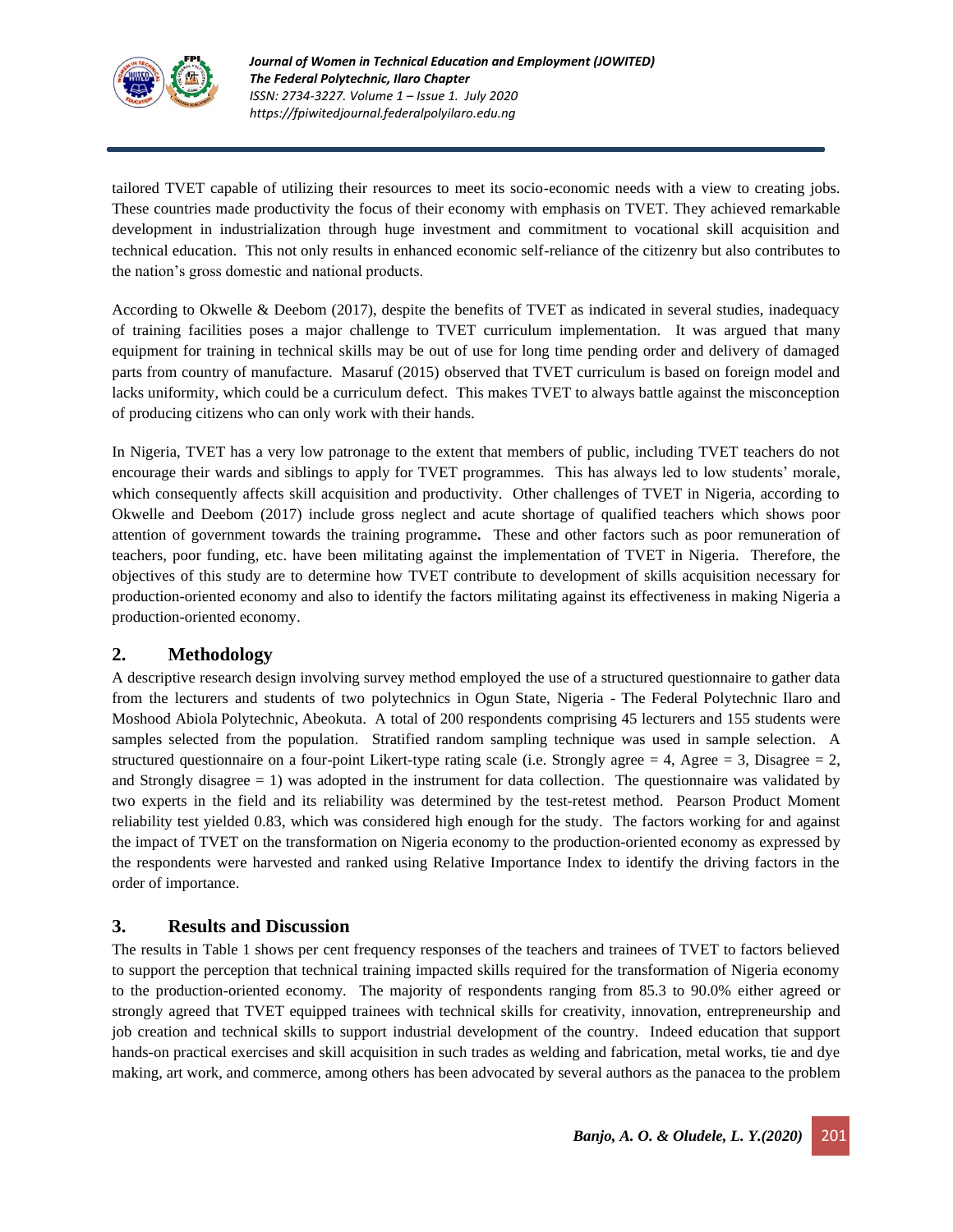tailored TVET capable of utilizing their resources to meet its socio-economic needs with a view to creating jobs. These countries made productivity the focus of their economy with emphasis on TVET. They achieved remarkable development in industrialization through huge investment and commitment to vocational skill acquisition and technical education. This not only results in enhanced economic self-reliance of the citizenry but also contributes to the nation's gross domestic and national products.

According to Okwelle & Deebom (2017), despite the benefits of TVET as indicated in several studies, inadequacy of training facilities poses a major challenge to TVET curriculum implementation. It was argued that many equipment for training in technical skills may be out of use for long time pending order and delivery of damaged parts from country of manufacture. Masaruf (2015) observed that TVET curriculum is based on foreign model and lacks uniformity, which could be a curriculum defect. This makes TVET to always battle against the misconception of producing citizens who can only work with their hands.

In Nigeria, TVET has a very low patronage to the extent that members of public, including TVET teachers do not encourage their wards and siblings to apply for TVET programmes. This has always led to low students' morale, which consequently affects skill acquisition and productivity. Other challenges of TVET in Nigeria, according to Okwelle and Deebom (2017) include gross neglect and acute shortage of qualified teachers which shows poor attention of government towards the training programme**.** These and other factors such as poor remuneration of teachers, poor funding, etc. have been militating against the implementation of TVET in Nigeria. Therefore, the objectives of this study are to determine how TVET contribute to development of skills acquisition necessary for production-oriented economy and also to identify the factors militating against its effectiveness in making Nigeria a production-oriented economy.

## 2. Methodology

A descriptive research design involving survey method employed the use of a structured questionnaire to gather data from the lecturers and students of two polytechnics in Ogun State, Nigeria - The Federal Polytechnic Ilaro and Moshood Abiola Polytechnic, Abeokuta. A total of 200 respondents comprising 45 lecturers and 155 students were samples selected from the population. Stratified random sampling technique was used in sample selection. A structured questionnaire on a four-point Likert-type rating scale (i.e. Strongly agree = 4, Agree = 3, Disagree = 2, and Strongly disagree = 1) was adopted in the instrument for data collection. The questionnaire was validated by two experts in the field and its reliability was determined by the test-retest method. Pearson Product Moment reliability test yielded 0.83, which was considered high enough for the study. The factors working for and against the impact of TVET on the transformation on Nigeria economy to the production-oriented economy as expressed by the respondents were harvested and ranked using Relative Importance Index to identify the driving factors in the order of importance.

## 3. Results and Discussion

The results in Table 1 shows per cent frequency responses of the teachers and trainees of TVET to factors believed to support the perception that technical training impacted skills required for the transformation of Nigeria economy to the production-oriented economy. The majority of respondents ranging from 85.3 to 90.0% either agreed or strongly agreed that TVET equipped trainees with technical skills for creativity, innovation, entrepreneurship and job creation and technical skills to support industrial development of the country. Indeed education that support hands-on practical exercises and skill acquisition in such trades as welding and fabrication, metal works, tie and dye making, art work, and commerce, among others has been advocated by several authors as the panacea to the problem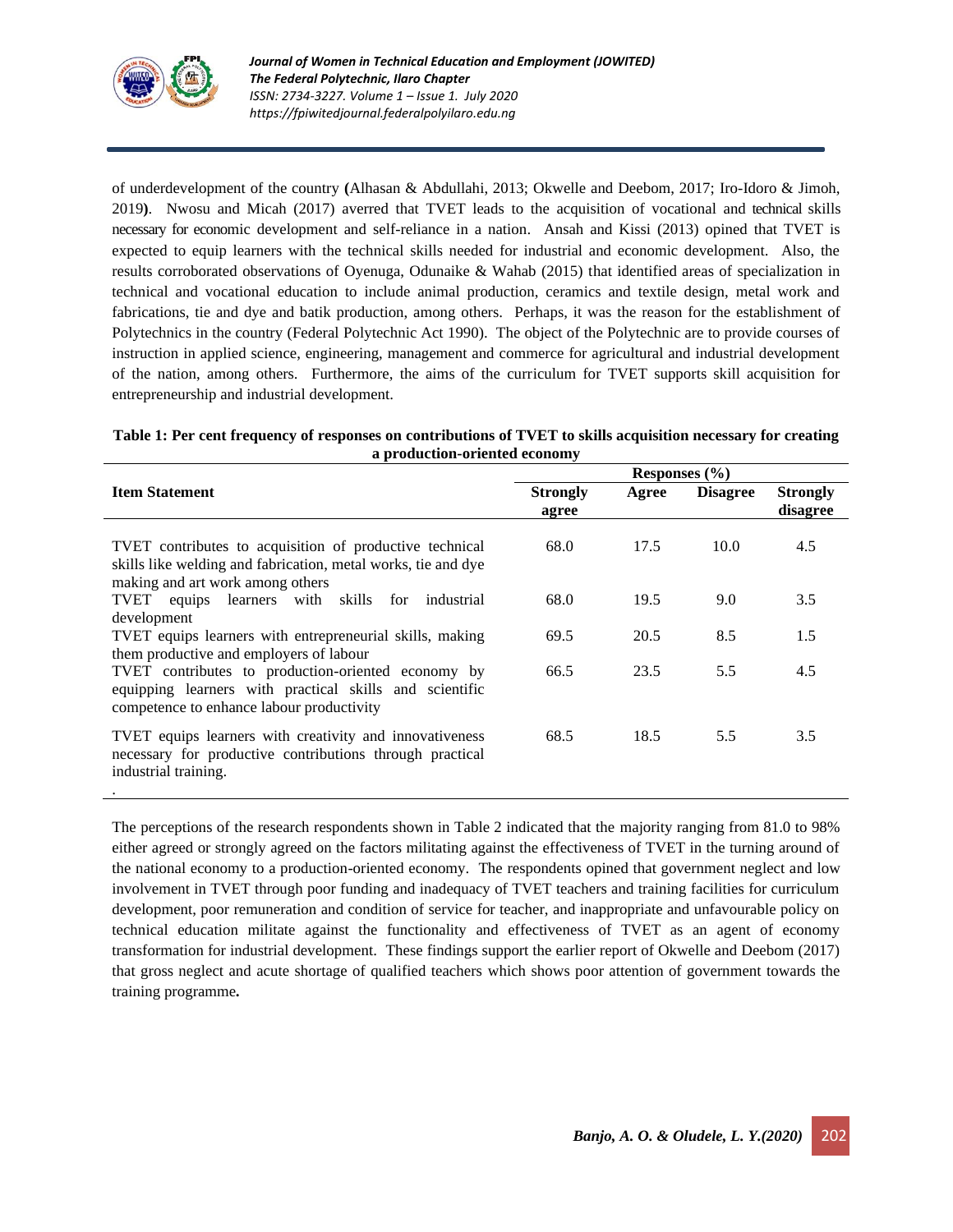of underdevelopment of the country **(**Alhasan & Abdullahi, 2013; Okwelle and Deebom, 2017; Iro-Idoro & Jimoh, 2019**)**. Nwosu and Micah (2017) averred that TVET leads to the acquisition of vocational and technical skills necessary for economic development and self-reliance in a nation. Ansah and Kissi (2013) opined that TVET is expected to equip learners with the technical skills needed for industrial and economic development. Also, the results corroborated observations of Oyenuga, Odunaike & Wahab (2015) that identified areas of specialization in technical and vocational education to include animal production, ceramics and textile design, metal work and fabrications, tie and dye and batik production, among others. Perhaps, it was the reason for the establishment of Polytechnics in the country (Federal Polytechnic Act 1990). The object of the Polytechnic are to provide courses of instruction in applied science, engineering, management and commerce for agricultural and industrial development of the nation, among others. Furthermore, the aims of the curriculum for TVET supports skill acquisition for entrepreneurship and industrial development.

**Table 1: Per cent frequency of responses on contributions of TVET to skills acquisition necessary for creating a production-oriented economy**

| Item Statement | Responses (%) | | | |
|---|---|---|---|---|
| | **Strongly agree** | **Agree** | **Disagree** | **Strongly disagree** |
| TVET contributes to acquisition of productive technical skills like welding and fabrication, metal works, tie and dye making and art work among others | 68.0 | 17.5 | 10.0 | 4.5 |
| TVET equips learners with skills for industrial development | 68.0 | 19.5 | 9.0 | 3.5 |
| TVET equips learners with entrepreneurial skills, making them productive and employers of labour | 69.5 | 20.5 | 8.5 | 1.5 |
| TVET contributes to production-oriented economy by equipping learners with practical skills and scientific competence to enhance labour productivity | 66.5 | 23.5 | 5.5 | 4.5 |
| TVET equips learners with creativity and innovativeness necessary for productive contributions through practical industrial training. | 68.5 | 18.5 | 5.5 | 3.5 |

The perceptions of the research respondents shown in Table 2 indicated that the majority ranging from 81.0 to 98% either agreed or strongly agreed on the factors militating against the effectiveness of TVET in the turning around of the national economy to a production-oriented economy. The respondents opined that government neglect and low involvement in TVET through poor funding and inadequacy of TVET teachers and training facilities for curriculum development, poor remuneration and condition of service for teacher, and inappropriate and unfavourable policy on technical education militate against the functionality and effectiveness of TVET as an agent of economy transformation for industrial development. These findings support the earlier report of Okwelle and Deebom (2017) that gross neglect and acute shortage of qualified teachers which shows poor attention of government towards the training programme**.**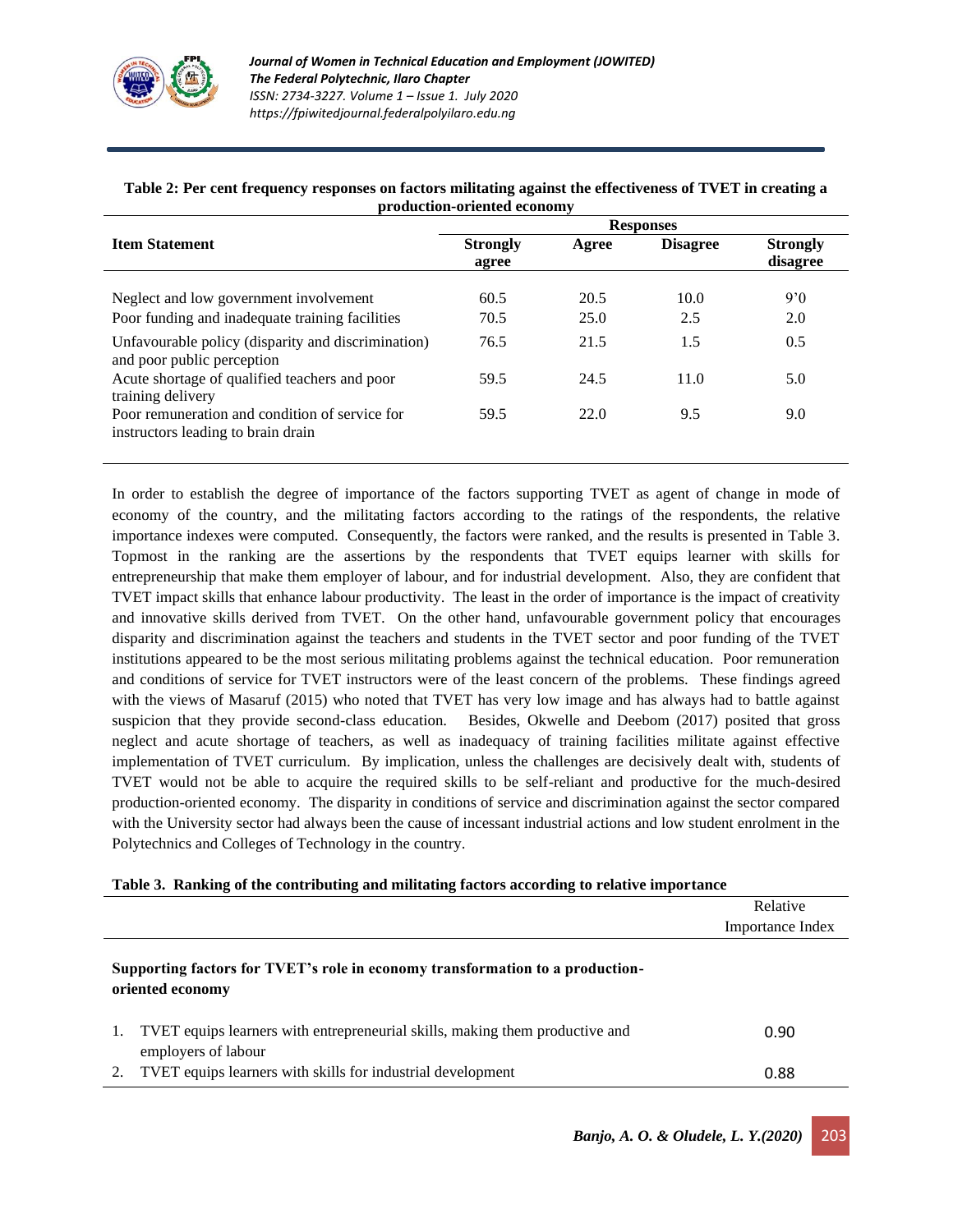**Table 2: Per cent frequency responses on factors militating against the effectiveness of TVET in creating a production-oriented economy**

| Item Statement | Responses | | | |
|---|---|---|---|---|
| | Strongly agree | Agree | Disagree | Strongly disagree |
| Neglect and low government involvement | 60.5 | 20.5 | 10.0 | 9'0 |
| Poor funding and inadequate training facilities | 70.5 | 25.0 | 2.5 | 2.0 |
| Unfavourable policy (disparity and discrimination) and poor public perception | 76.5 | 21.5 | 1.5 | 0.5 |
| Acute shortage of qualified teachers and poor training delivery | 59.5 | 24.5 | 11.0 | 5.0 |
| Poor remuneration and condition of service for instructors leading to brain drain | 59.5 | 22.0 | 9.5 | 9.0 |

In order to establish the degree of importance of the factors supporting TVET as agent of change in mode of economy of the country, and the militating factors according to the ratings of the respondents, the relative importance indexes were computed. Consequently, the factors were ranked, and the results is presented in Table 3. Topmost in the ranking are the assertions by the respondents that TVET equips learner with skills for entrepreneurship that make them employer of labour, and for industrial development. Also, they are confident that TVET impact skills that enhance labour productivity. The least in the order of importance is the impact of creativity and innovative skills derived from TVET. On the other hand, unfavourable government policy that encourages disparity and discrimination against the teachers and students in the TVET sector and poor funding of the TVET institutions appeared to be the most serious militating problems against the technical education. Poor remuneration and conditions of service for TVET instructors were of the least concern of the problems. These findings agreed with the views of Masaruf (2015) who noted that TVET has very low image and has always had to battle against suspicion that they provide second-class education. Besides, Okwelle and Deebom (2017) posited that gross neglect and acute shortage of teachers, as well as inadequacy of training facilities militate against effective implementation of TVET curriculum. By implication, unless the challenges are decisively dealt with, students of TVET would not be able to acquire the required skills to be self-reliant and productive for the much-desired production-oriented economy. The disparity in conditions of service and discrimination against the sector compared with the University sector had always been the cause of incessant industrial actions and low student enrolment in the Polytechnics and Colleges of Technology in the country.

**Table 3. Ranking of the contributing and militating factors according to relative importance**

| | Relative Importance Index |
|---|---|
| **Supporting factors for TVET's role in economy transformation to a production-oriented economy** | |
| 1. TVET equips learners with entrepreneurial skills, making them productive and employers of labour | 0.90 |
| 2. TVET equips learners with skills for industrial development | 0.88 |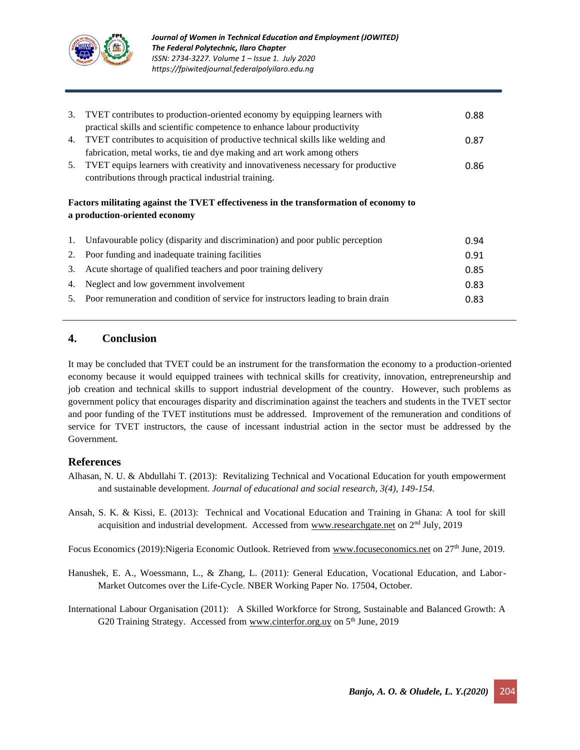| | | |
|---|---|---|
| 3. | TVET contributes to production-oriented economy by equipping learners with practical skills and scientific competence to enhance labour productivity | 0.88 |
| 4. | TVET contributes to acquisition of productive technical skills like welding and fabrication, metal works, tie and dye making and art work among others | 0.87 |
| 5. | TVET equips learners with creativity and innovativeness necessary for productive contributions through practical industrial training. | 0.86 |
| | **Factors militating against the TVET effectiveness in the transformation of economy to a production-oriented economy** | |
| 1. | Unfavourable policy (disparity and discrimination) and poor public perception | 0.94 |
| 2. | Poor funding and inadequate training facilities | 0.91 |
| 3. | Acute shortage of qualified teachers and poor training delivery | 0.85 |
| 4. | Neglect and low government involvement | 0.83 |
| 5. | Poor remuneration and condition of service for instructors leading to brain drain | 0.83 |

## 4. Conclusion

It may be concluded that TVET could be an instrument for the transformation the economy to a production-oriented economy because it would equipped trainees with technical skills for creativity, innovation, entrepreneurship and job creation and technical skills to support industrial development of the country. However, such problems as government policy that encourages disparity and discrimination against the teachers and students in the TVET sector and poor funding of the TVET institutions must be addressed. Improvement of the remuneration and conditions of service for TVET instructors, the cause of incessant industrial action in the sector must be addressed by the Government.

## References

Alhasan, N. U. & Abdullahi T. (2013): Revitalizing Technical and Vocational Education for youth empowerment and sustainable development. *Journal of educational and social research, 3(4), 149-154.*

Ansah, S. K. & Kissi, E. (2013): Technical and Vocational Education and Training in Ghana: A tool for skill acquisition and industrial development. Accessed from www.researchgate.net on 2nd July, 2019

Focus Economics (2019):Nigeria Economic Outlook. Retrieved from www.focuseconomics.net on 27th June, 2019.

Hanushek, E. A., Woessmann, L., & Zhang, L. (2011): General Education, Vocational Education, and Labor-Market Outcomes over the Life-Cycle. NBER Working Paper No. 17504, October.

International Labour Organisation (2011): A Skilled Workforce for Strong, Sustainable and Balanced Growth: A G20 Training Strategy. Accessed from www.cinterfor.org.uy on 5th June, 2019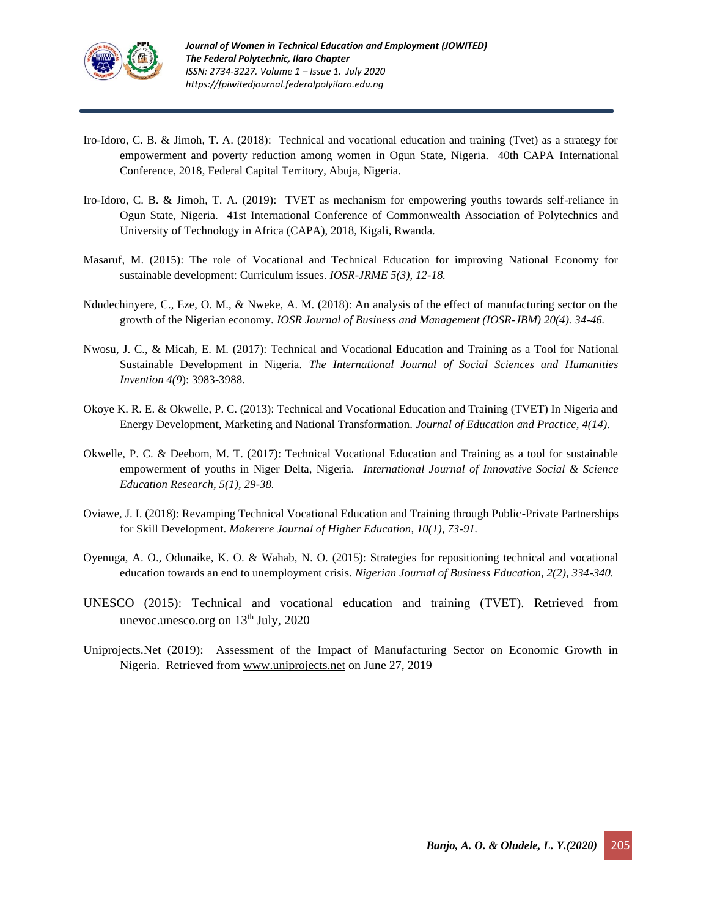Iro-Idoro, C. B. & Jimoh, T. A. (2018): Technical and vocational education and training (Tvet) as a strategy for empowerment and poverty reduction among women in Ogun State, Nigeria. 40th CAPA International Conference, 2018, Federal Capital Territory, Abuja, Nigeria.

Iro-Idoro, C. B. & Jimoh, T. A. (2019): TVET as mechanism for empowering youths towards self-reliance in Ogun State, Nigeria. 41st International Conference of Commonwealth Association of Polytechnics and University of Technology in Africa (CAPA), 2018, Kigali, Rwanda.

Masaruf, M. (2015): The role of Vocational and Technical Education for improving National Economy for sustainable development: Curriculum issues. *IOSR-JRME 5(3), 12-18.*

Ndudechinyere, C., Eze, O. M., & Nweke, A. M. (2018): An analysis of the effect of manufacturing sector on the growth of the Nigerian economy. *IOSR Journal of Business and Management (IOSR-JBM) 20(4). 34-46.*

Nwosu, J. C., & Micah, E. M. (2017): Technical and Vocational Education and Training as a Tool for National Sustainable Development in Nigeria. *The International Journal of Social Sciences and Humanities Invention 4(9)*: 3983-3988.

Okoye K. R. E. & Okwelle, P. C. (2013): Technical and Vocational Education and Training (TVET) In Nigeria and Energy Development, Marketing and National Transformation. *Journal of Education and Practice, 4(14).*

Okwelle, P. C. & Deebom, M. T. (2017): Technical Vocational Education and Training as a tool for sustainable empowerment of youths in Niger Delta, Nigeria. *International Journal of Innovative Social & Science Education Research, 5(1), 29-38.*

Oviawe, J. I. (2018): Revamping Technical Vocational Education and Training through Public-Private Partnerships for Skill Development. *Makerere Journal of Higher Education, 10(1), 73-91.*

Oyenuga, A. O., Odunaike, K. O. & Wahab, N. O. (2015): Strategies for repositioning technical and vocational education towards an end to unemployment crisis. *Nigerian Journal of Business Education, 2(2), 334-340.*

UNESCO (2015): Technical and vocational education and training (TVET). Retrieved from unevoc.unesco.org on 13th July, 2020

Uniprojects.Net (2019): Assessment of the Impact of Manufacturing Sector on Economic Growth in Nigeria. Retrieved from www.uniprojects.net on June 27, 2019